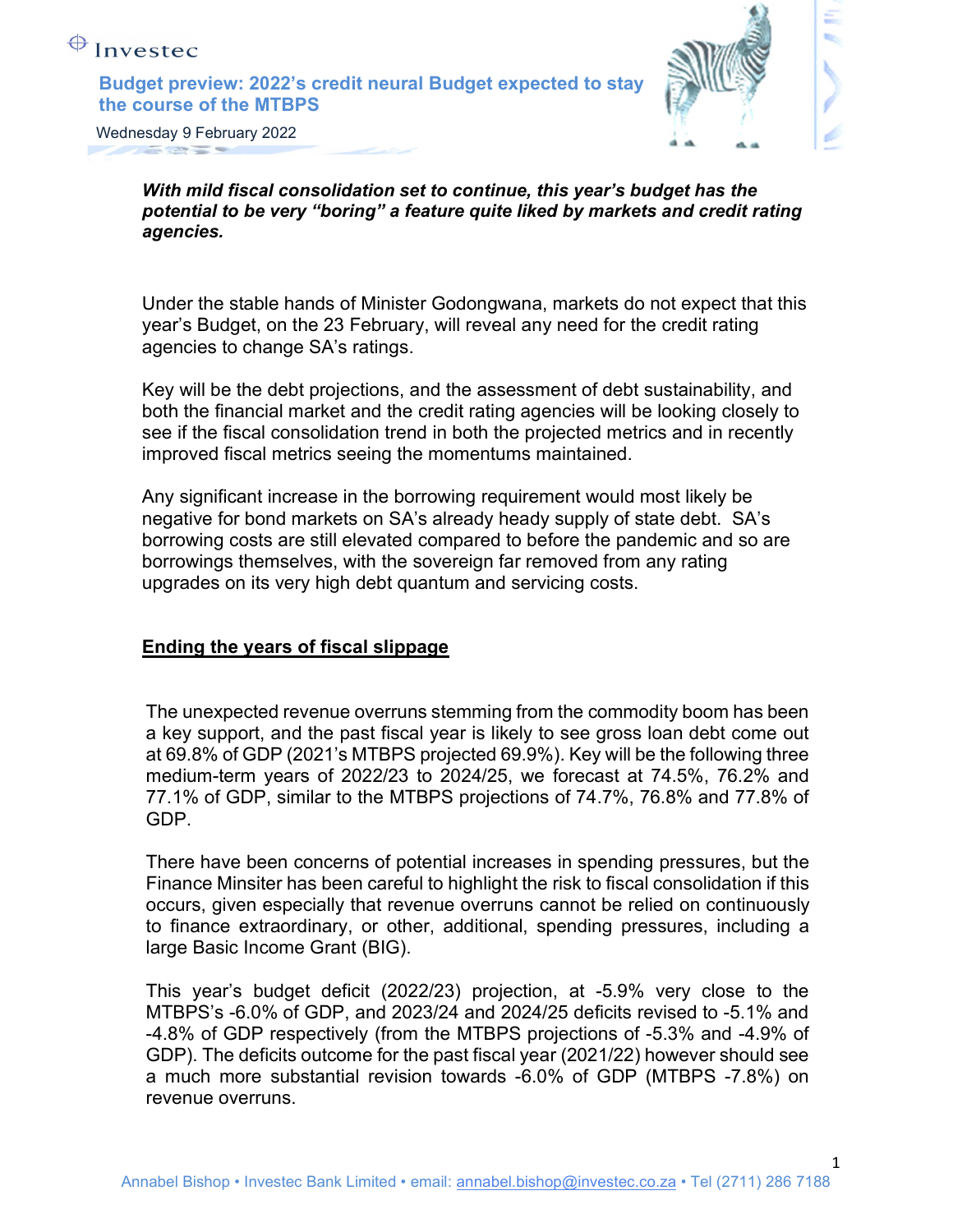Investec

# Budget preview: 2022's credit neural Budget expected to stay the course of the MTBPS

Wednesday 9 February 2022

***With mild fiscal consolidation set to continue, this year's budget has the potential to be very "boring" a feature quite liked by markets and credit rating agencies.***

Under the stable hands of Minister Godongwana, markets do not expect that this year's Budget, on the 23 February, will reveal any need for the credit rating agencies to change SA's ratings.

Key will be the debt projections, and the assessment of debt sustainability, and both the financial market and the credit rating agencies will be looking closely to see if the fiscal consolidation trend in both the projected metrics and in recently improved fiscal metrics seeing the momentums maintained.

Any significant increase in the borrowing requirement would most likely be negative for bond markets on SA's already heady supply of state debt. SA's borrowing costs are still elevated compared to before the pandemic and so are borrowings themselves, with the sovereign far removed from any rating upgrades on its very high debt quantum and servicing costs.

## Ending the years of fiscal slippage

The unexpected revenue overruns stemming from the commodity boom has been a key support, and the past fiscal year is likely to see gross loan debt come out at 69.8% of GDP (2021's MTBPS projected 69.9%). Key will be the following three medium-term years of 2022/23 to 2024/25, we forecast at 74.5%, 76.2% and 77.1% of GDP, similar to the MTBPS projections of 74.7%, 76.8% and 77.8% of GDP.

There have been concerns of potential increases in spending pressures, but the Finance Minsiter has been careful to highlight the risk to fiscal consolidation if this occurs, given especially that revenue overruns cannot be relied on continuously to finance extraordinary, or other, additional, spending pressures, including a large Basic Income Grant (BIG).

This year's budget deficit (2022/23) projection, at -5.9% very close to the MTBPS's -6.0% of GDP, and 2023/24 and 2024/25 deficits revised to -5.1% and -4.8% of GDP respectively (from the MTBPS projections of -5.3% and -4.9% of GDP). The deficits outcome for the past fiscal year (2021/22) however should see a much more substantial revision towards -6.0% of GDP (MTBPS -7.8%) on revenue overruns.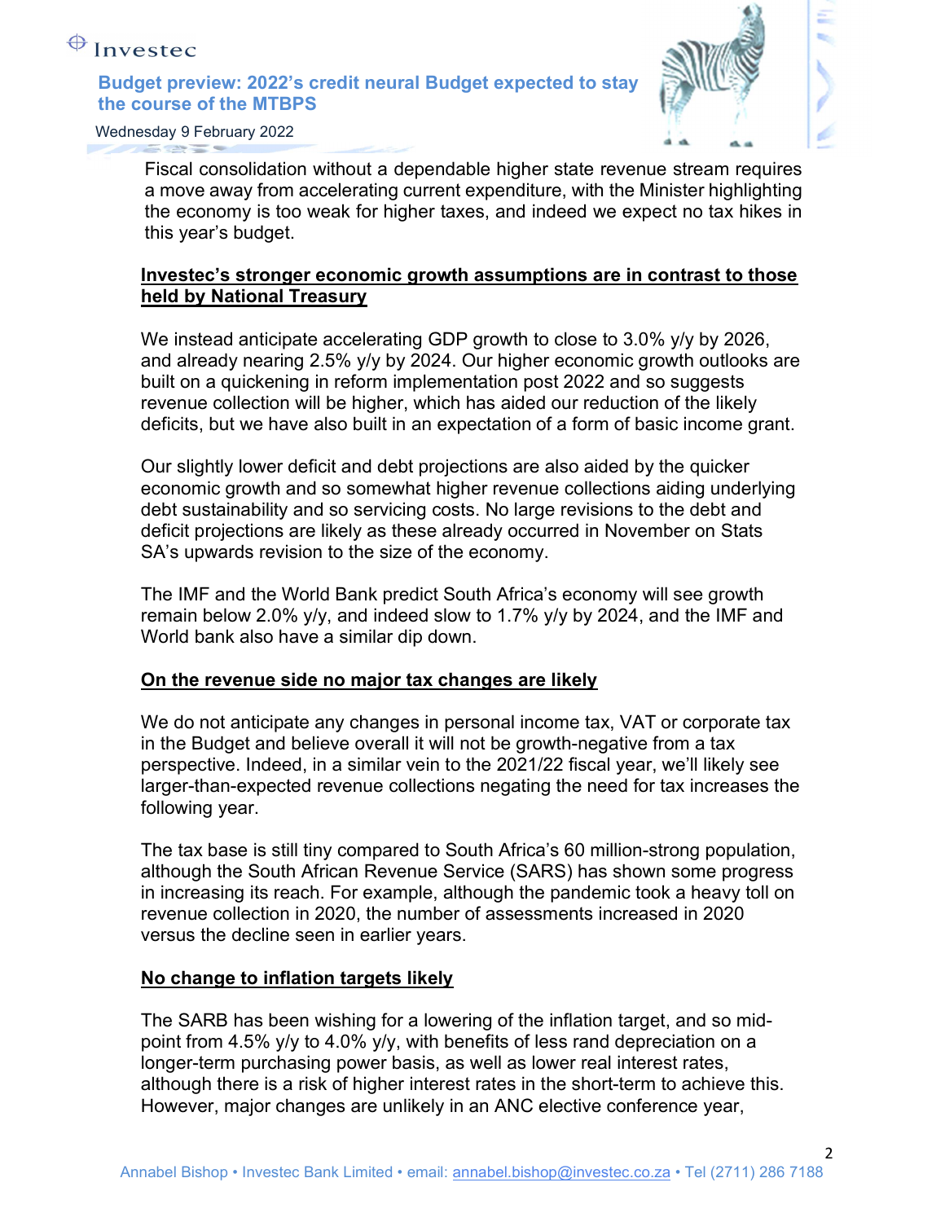Fiscal consolidation without a dependable higher state revenue stream requires a move away from accelerating current expenditure, with the Minister highlighting the economy is too weak for higher taxes, and indeed we expect no tax hikes in this year's budget.

**Investec's stronger economic growth assumptions are in contrast to those held by National Treasury**

We instead anticipate accelerating GDP growth to close to 3.0% y/y by 2026, and already nearing 2.5% y/y by 2024. Our higher economic growth outlooks are built on a quickening in reform implementation post 2022 and so suggests revenue collection will be higher, which has aided our reduction of the likely deficits, but we have also built in an expectation of a form of basic income grant.

Our slightly lower deficit and debt projections are also aided by the quicker economic growth and so somewhat higher revenue collections aiding underlying debt sustainability and so servicing costs. No large revisions to the debt and deficit projections are likely as these already occurred in November on Stats SA's upwards revision to the size of the economy.

The IMF and the World Bank predict South Africa's economy will see growth remain below 2.0% y/y, and indeed slow to 1.7% y/y by 2024, and the IMF and World bank also have a similar dip down.

**On the revenue side no major tax changes are likely**

We do not anticipate any changes in personal income tax, VAT or corporate tax in the Budget and believe overall it will not be growth-negative from a tax perspective. Indeed, in a similar vein to the 2021/22 fiscal year, we'll likely see larger-than-expected revenue collections negating the need for tax increases the following year.

The tax base is still tiny compared to South Africa's 60 million-strong population, although the South African Revenue Service (SARS) has shown some progress in increasing its reach. For example, although the pandemic took a heavy toll on revenue collection in 2020, the number of assessments increased in 2020 versus the decline seen in earlier years.

**No change to inflation targets likely**

The SARB has been wishing for a lowering of the inflation target, and so mid-point from 4.5% y/y to 4.0% y/y, with benefits of less rand depreciation on a longer-term purchasing power basis, as well as lower real interest rates, although there is a risk of higher interest rates in the short-term to achieve this. However, major changes are unlikely in an ANC elective conference year,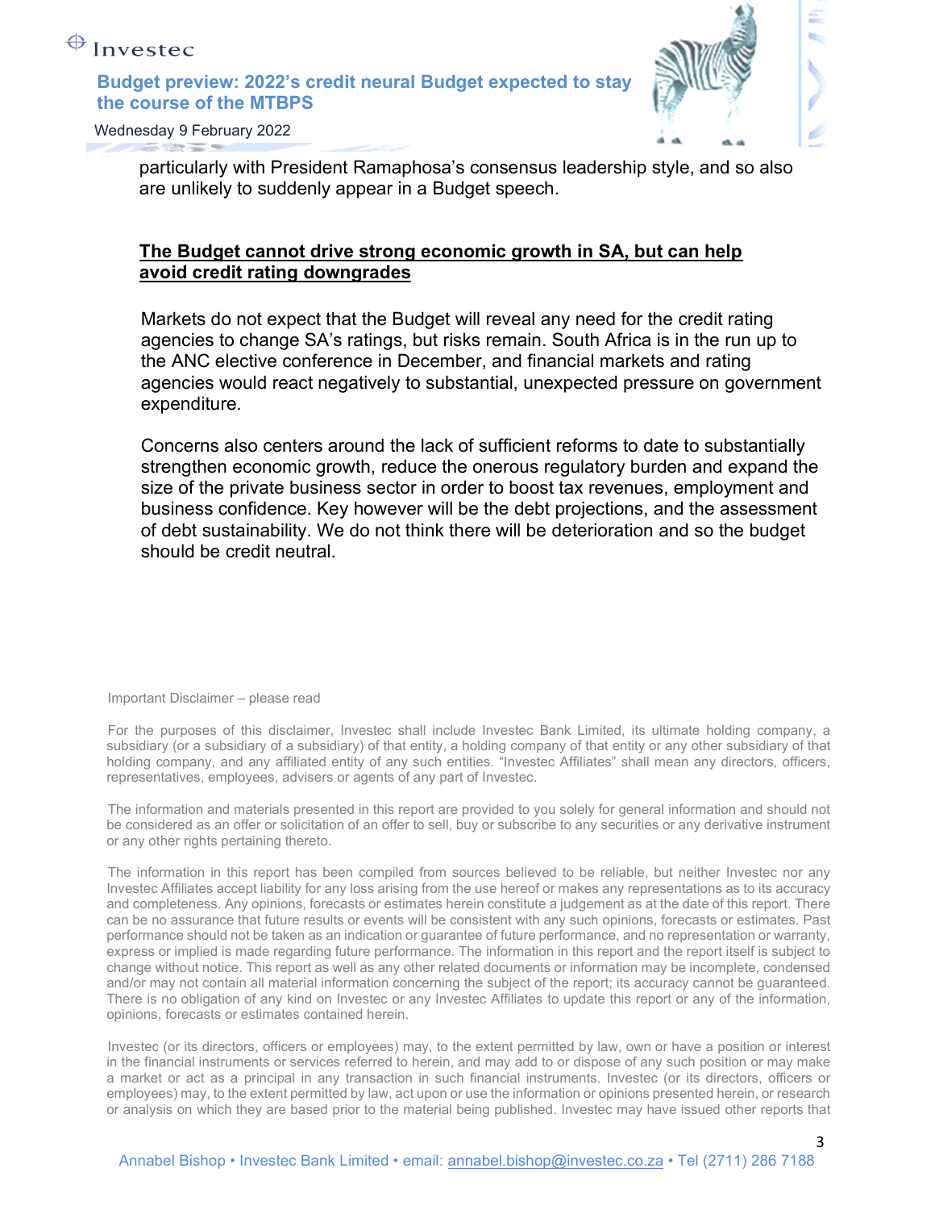particularly with President Ramaphosa's consensus leadership style, and so also are unlikely to suddenly appear in a Budget speech.

## The Budget cannot drive strong economic growth in SA, but can help avoid credit rating downgrades

Markets do not expect that the Budget will reveal any need for the credit rating agencies to change SA's ratings, but risks remain. South Africa is in the run up to the ANC elective conference in December, and financial markets and rating agencies would react negatively to substantial, unexpected pressure on government expenditure.

Concerns also centers around the lack of sufficient reforms to date to substantially strengthen economic growth, reduce the onerous regulatory burden and expand the size of the private business sector in order to boost tax revenues, employment and business confidence. Key however will be the debt projections, and the assessment of debt sustainability. We do not think there will be deterioration and so the budget should be credit neutral.

Important Disclaimer – please read

For the purposes of this disclaimer, Investec shall include Investec Bank Limited, its ultimate holding company, a subsidiary (or a subsidiary of a subsidiary) of that entity, a holding company of that entity or any other subsidiary of that holding company, and any affiliated entity of any such entities. "Investec Affiliates" shall mean any directors, officers, representatives, employees, advisers or agents of any part of Investec.

The information and materials presented in this report are provided to you solely for general information and should not be considered as an offer or solicitation of an offer to sell, buy or subscribe to any securities or any derivative instrument or any other rights pertaining thereto.

The information in this report has been compiled from sources believed to be reliable, but neither Investec nor any Investec Affiliates accept liability for any loss arising from the use hereof or makes any representations as to its accuracy and completeness. Any opinions, forecasts or estimates herein constitute a judgement as at the date of this report. There can be no assurance that future results or events will be consistent with any such opinions, forecasts or estimates. Past performance should not be taken as an indication or guarantee of future performance, and no representation or warranty, express or implied is made regarding future performance. The information in this report and the report itself is subject to change without notice. This report as well as any other related documents or information may be incomplete, condensed and/or may not contain all material information concerning the subject of the report; its accuracy cannot be guaranteed. There is no obligation of any kind on Investec or any Investec Affiliates to update this report or any of the information, opinions, forecasts or estimates contained herein.

Investec (or its directors, officers or employees) may, to the extent permitted by law, own or have a position or interest in the financial instruments or services referred to herein, and may add to or dispose of any such position or may make a market or act as a principal in any transaction in such financial instruments. Investec (or its directors, officers or employees) may, to the extent permitted by law, act upon or use the information or opinions presented herein, or research or analysis on which they are based prior to the material being published. Investec may have issued other reports that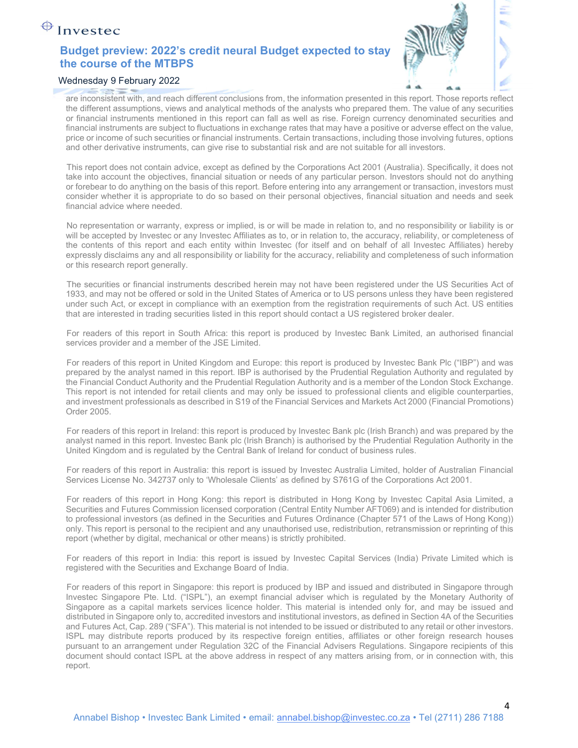are inconsistent with, and reach different conclusions from, the information presented in this report. Those reports reflect the different assumptions, views and analytical methods of the analysts who prepared them. The value of any securities or financial instruments mentioned in this report can fall as well as rise. Foreign currency denominated securities and financial instruments are subject to fluctuations in exchange rates that may have a positive or adverse effect on the value, price or income of such securities or financial instruments. Certain transactions, including those involving futures, options and other derivative instruments, can give rise to substantial risk and are not suitable for all investors.

This report does not contain advice, except as defined by the Corporations Act 2001 (Australia). Specifically, it does not take into account the objectives, financial situation or needs of any particular person. Investors should not do anything or forebear to do anything on the basis of this report. Before entering into any arrangement or transaction, investors must consider whether it is appropriate to do so based on their personal objectives, financial situation and needs and seek financial advice where needed.

No representation or warranty, express or implied, is or will be made in relation to, and no responsibility or liability is or will be accepted by Investec or any Investec Affiliates as to, or in relation to, the accuracy, reliability, or completeness of the contents of this report and each entity within Investec (for itself and on behalf of all Investec Affiliates) hereby expressly disclaims any and all responsibility or liability for the accuracy, reliability and completeness of such information or this research report generally.

The securities or financial instruments described herein may not have been registered under the US Securities Act of 1933, and may not be offered or sold in the United States of America or to US persons unless they have been registered under such Act, or except in compliance with an exemption from the registration requirements of such Act. US entities that are interested in trading securities listed in this report should contact a US registered broker dealer.

For readers of this report in South Africa: this report is produced by Investec Bank Limited, an authorised financial services provider and a member of the JSE Limited.

For readers of this report in United Kingdom and Europe: this report is produced by Investec Bank Plc ("IBP") and was prepared by the analyst named in this report. IBP is authorised by the Prudential Regulation Authority and regulated by the Financial Conduct Authority and the Prudential Regulation Authority and is a member of the London Stock Exchange. This report is not intended for retail clients and may only be issued to professional clients and eligible counterparties, and investment professionals as described in S19 of the Financial Services and Markets Act 2000 (Financial Promotions) Order 2005.

For readers of this report in Ireland: this report is produced by Investec Bank plc (Irish Branch) and was prepared by the analyst named in this report. Investec Bank plc (Irish Branch) is authorised by the Prudential Regulation Authority in the United Kingdom and is regulated by the Central Bank of Ireland for conduct of business rules.

For readers of this report in Australia: this report is issued by Investec Australia Limited, holder of Australian Financial Services License No. 342737 only to 'Wholesale Clients' as defined by S761G of the Corporations Act 2001.

For readers of this report in Hong Kong: this report is distributed in Hong Kong by Investec Capital Asia Limited, a Securities and Futures Commission licensed corporation (Central Entity Number AFT069) and is intended for distribution to professional investors (as defined in the Securities and Futures Ordinance (Chapter 571 of the Laws of Hong Kong)) only. This report is personal to the recipient and any unauthorised use, redistribution, retransmission or reprinting of this report (whether by digital, mechanical or other means) is strictly prohibited.

For readers of this report in India: this report is issued by Investec Capital Services (India) Private Limited which is registered with the Securities and Exchange Board of India.

For readers of this report in Singapore: this report is produced by IBP and issued and distributed in Singapore through Investec Singapore Pte. Ltd. ("ISPL"), an exempt financial adviser which is regulated by the Monetary Authority of Singapore as a capital markets services licence holder. This material is intended only for, and may be issued and distributed in Singapore only to, accredited investors and institutional investors, as defined in Section 4A of the Securities and Futures Act, Cap. 289 ("SFA"). This material is not intended to be issued or distributed to any retail or other investors. ISPL may distribute reports produced by its respective foreign entities, affiliates or other foreign research houses pursuant to an arrangement under Regulation 32C of the Financial Advisers Regulations. Singapore recipients of this document should contact ISPL at the above address in respect of any matters arising from, or in connection with, this report.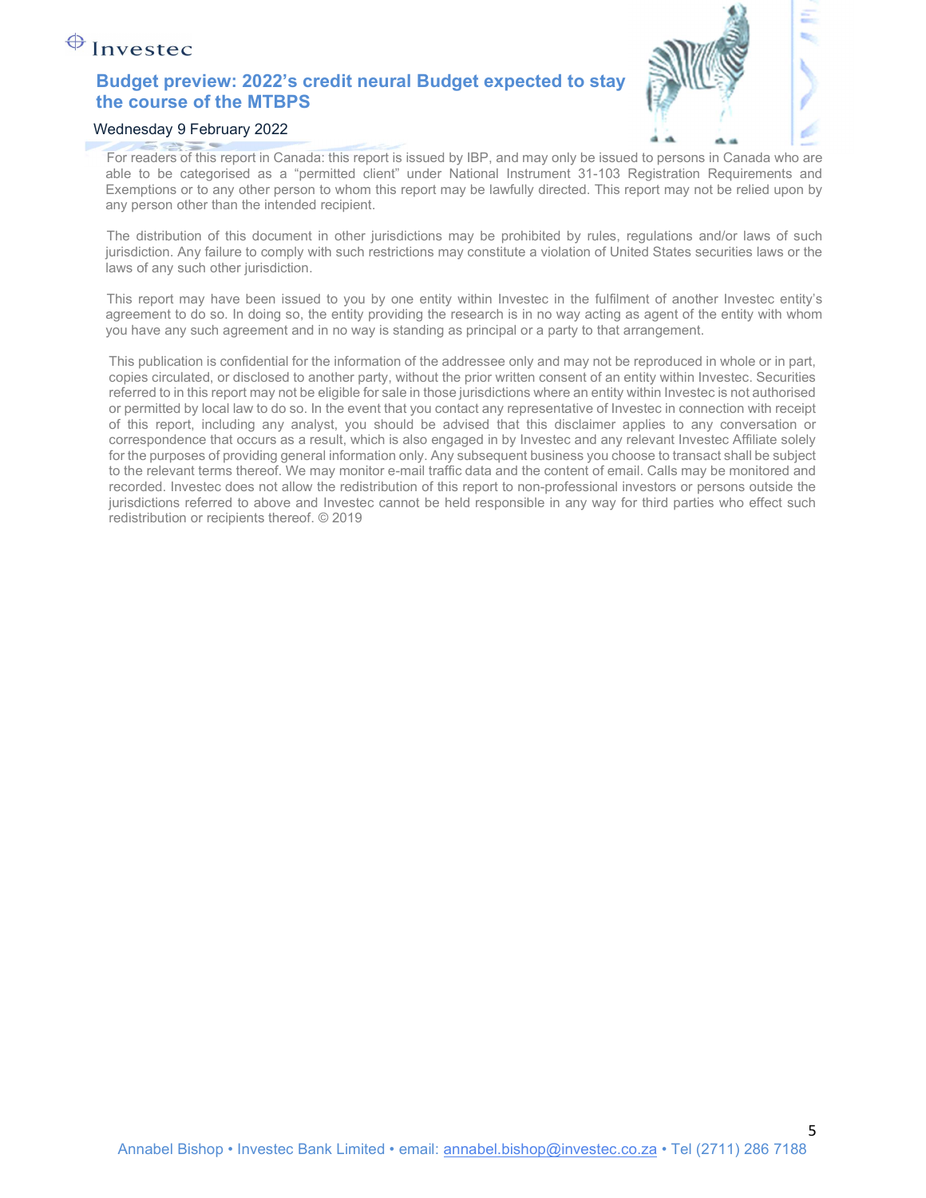For readers of this report in Canada: this report is issued by IBP, and may only be issued to persons in Canada who are able to be categorised as a "permitted client" under National Instrument 31-103 Registration Requirements and Exemptions or to any other person to whom this report may be lawfully directed. This report may not be relied upon by any person other than the intended recipient.

The distribution of this document in other jurisdictions may be prohibited by rules, regulations and/or laws of such jurisdiction. Any failure to comply with such restrictions may constitute a violation of United States securities laws or the laws of any such other jurisdiction.

This report may have been issued to you by one entity within Investec in the fulfilment of another Investec entity's agreement to do so. In doing so, the entity providing the research is in no way acting as agent of the entity with whom you have any such agreement and in no way is standing as principal or a party to that arrangement.

This publication is confidential for the information of the addressee only and may not be reproduced in whole or in part, copies circulated, or disclosed to another party, without the prior written consent of an entity within Investec. Securities referred to in this report may not be eligible for sale in those jurisdictions where an entity within Investec is not authorised or permitted by local law to do so. In the event that you contact any representative of Investec in connection with receipt of this report, including any analyst, you should be advised that this disclaimer applies to any conversation or correspondence that occurs as a result, which is also engaged in by Investec and any relevant Investec Affiliate solely for the purposes of providing general information only. Any subsequent business you choose to transact shall be subject to the relevant terms thereof. We may monitor e-mail traffic data and the content of email. Calls may be monitored and recorded. Investec does not allow the redistribution of this report to non-professional investors or persons outside the jurisdictions referred to above and Investec cannot be held responsible in any way for third parties who effect such redistribution or recipients thereof. © 2019